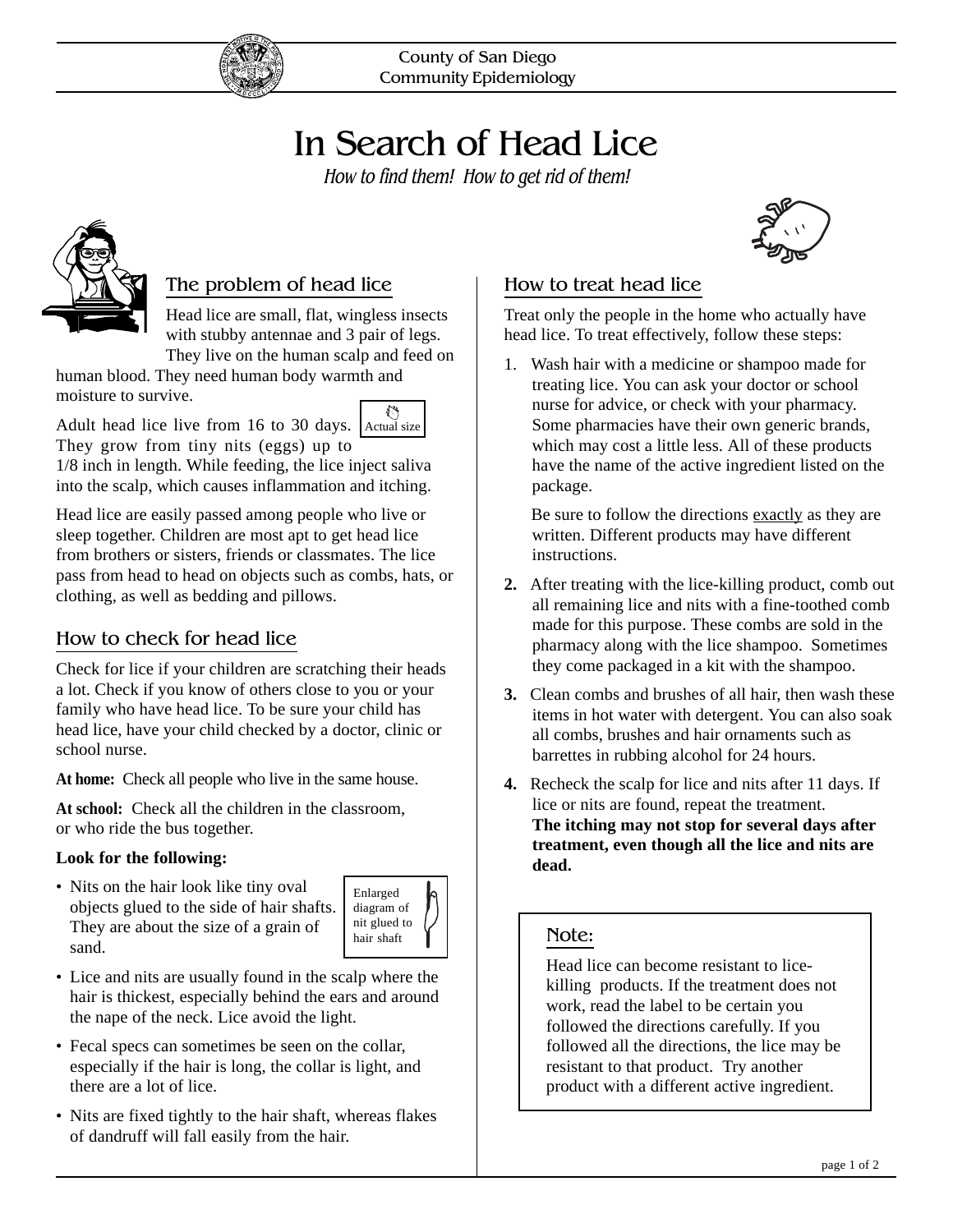County of San Diego
Community Epidemiology

# In Search of Head Lice

*How to find them! How to get rid of them!*

## The problem of head lice

Head lice are small, flat, wingless insects with stubby antennae and 3 pair of legs. They live on the human scalp and feed on human blood. They need human body warmth and moisture to survive.

Actual size

Adult head lice live from 16 to 30 days. They grow from tiny nits (eggs) up to 1/8 inch in length. While feeding, the lice inject saliva into the scalp, which causes inflammation and itching.

Head lice are easily passed among people who live or sleep together. Children are most apt to get head lice from brothers or sisters, friends or classmates. The lice pass from head to head on objects such as combs, hats, or clothing, as well as bedding and pillows.

## How to check for head lice

Check for lice if your children are scratching their heads a lot. Check if you know of others close to you or your family who have head lice. To be sure your child has head lice, have your child checked by a doctor, clinic or school nurse.

**At home:** Check all people who live in the same house.

**At school:** Check all the children in the classroom, or who ride the bus together.

**Look for the following:**

- Nits on the hair look like tiny oval objects glued to the side of hair shafts. They are about the size of a grain of sand.

Enlarged diagram of nit glued to hair shaft

- Lice and nits are usually found in the scalp where the hair is thickest, especially behind the ears and around the nape of the neck. Lice avoid the light.
- Fecal specs can sometimes be seen on the collar, especially if the hair is long, the collar is light, and there are a lot of lice.
- Nits are fixed tightly to the hair shaft, whereas flakes of dandruff will fall easily from the hair.

## How to treat head lice

Treat only the people in the home who actually have head lice. To treat effectively, follow these steps:

1. Wash hair with a medicine or shampoo made for treating lice. You can ask your doctor or school nurse for advice, or check with your pharmacy. Some pharmacies have their own generic brands, which may cost a little less. All of these products have the name of the active ingredient listed on the package.

   Be sure to follow the directions <u>exactly</u> as they are written. Different products may have different instructions.

2. After treating with the lice-killing product, comb out all remaining lice and nits with a fine-toothed comb made for this purpose. These combs are sold in the pharmacy along with the lice shampoo. Sometimes they come packaged in a kit with the shampoo.
3. Clean combs and brushes of all hair, then wash these items in hot water with detergent. You can also soak all combs, brushes and hair ornaments such as barrettes in rubbing alcohol for 24 hours.
4. Recheck the scalp for lice and nits after 11 days. If lice or nits are found, repeat the treatment.
   **The itching may not stop for several days after treatment, even though all the lice and nits are dead.**

### Note:

Head lice can become resistant to lice-killing products. If the treatment does not work, read the label to be certain you followed the directions carefully. If you followed all the directions, the lice may be resistant to that product. Try another product with a different active ingredient.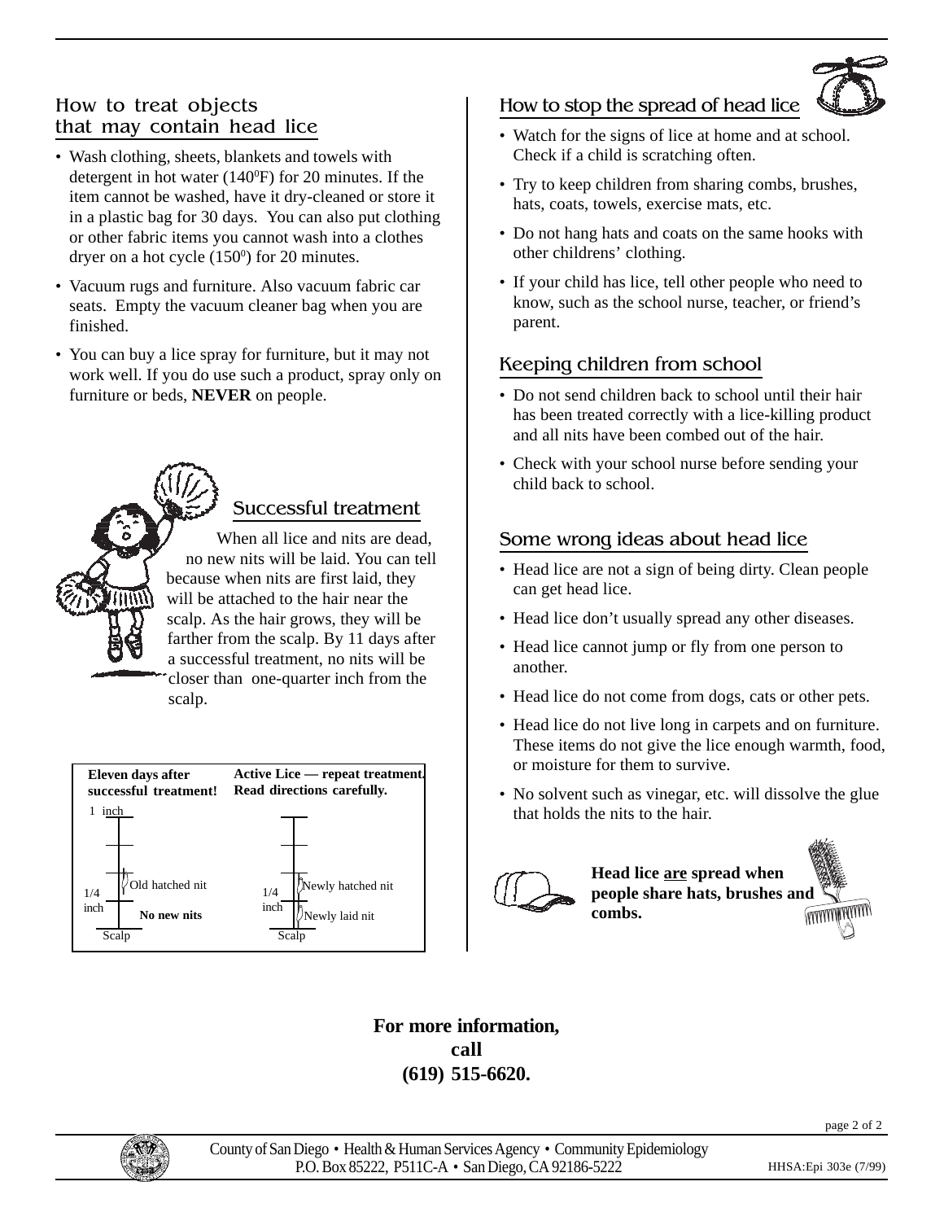## How to treat objects that may contain head lice

- Wash clothing, sheets, blankets and towels with detergent in hot water (140$^0$F) for 20 minutes. If the item cannot be washed, have it dry-cleaned or store it in a plastic bag for 30 days. You can also put clothing or other fabric items you cannot wash into a clothes dryer on a hot cycle (150$^0$) for 20 minutes.
- Vacuum rugs and furniture. Also vacuum fabric car seats. Empty the vacuum cleaner bag when you are finished.
- You can buy a lice spray for furniture, but it may not work well. If you do use such a product, spray only on furniture or beds, **NEVER** on people.

## Successful treatment

When all lice and nits are dead, no new nits will be laid. You can tell because when nits are first laid, they will be attached to the hair near the scalp. As the hair grows, they will be farther from the scalp. By 11 days after a successful treatment, no nits will be closer than one-quarter inch from the scalp.

**Eleven days after successful treatment!**

1 inch

Old hatched nit

1/4 inch

**No new nits**

Scalp

**Active Lice — repeat treatment. Read directions carefully.**

Newly hatched nit

1/4 inch

Newly laid nit

Scalp

## How to stop the spread of head lice

- Watch for the signs of lice at home and at school. Check if a child is scratching often.
- Try to keep children from sharing combs, brushes, hats, coats, towels, exercise mats, etc.
- Do not hang hats and coats on the same hooks with other childrens' clothing.
- If your child has lice, tell other people who need to know, such as the school nurse, teacher, or friend's parent.

## Keeping children from school

- Do not send children back to school until their hair has been treated correctly with a lice-killing product and all nits have been combed out of the hair.
- Check with your school nurse before sending your child back to school.

## Some wrong ideas about head lice

- Head lice are not a sign of being dirty. Clean people can get head lice.
- Head lice don't usually spread any other diseases.
- Head lice cannot jump or fly from one person to another.
- Head lice do not come from dogs, cats or other pets.
- Head lice do not live long in carpets and on furniture. These items do not give the lice enough warmth, food, or moisture for them to survive.
- No solvent such as vinegar, etc. will dissolve the glue that holds the nits to the hair.

**Head lice are spread when people share hats, brushes and combs.**

**For more information, call (619) 515-6620.**

County of San Diego • Health & Human Services Agency • Community Epidemiology
P.O. Box 85222, P511C-A • San Diego, CA 92186-5222

HHSA:Epi 303e (7/99)